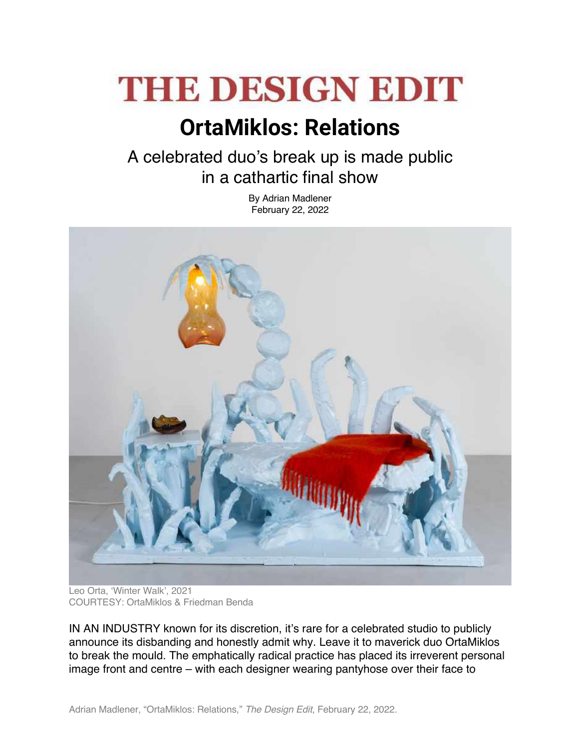# THE DESIGN EDIT

## OrtaMiklos: Relations

A celebrated duo's break up is made public in a cathartic final show

By Adrian Madlener
February 22, 2022

Leo Orta, 'Winter Walk', 2021
COURTESY: OrtaMiklos & Friedman Benda

IN AN INDUSTRY known for its discretion, it's rare for a celebrated studio to publicly announce its disbanding and honestly admit why. Leave it to maverick duo OrtaMiklos to break the mould. The emphatically radical practice has placed its irreverent personal image front and centre – with each designer wearing pantyhose over their face to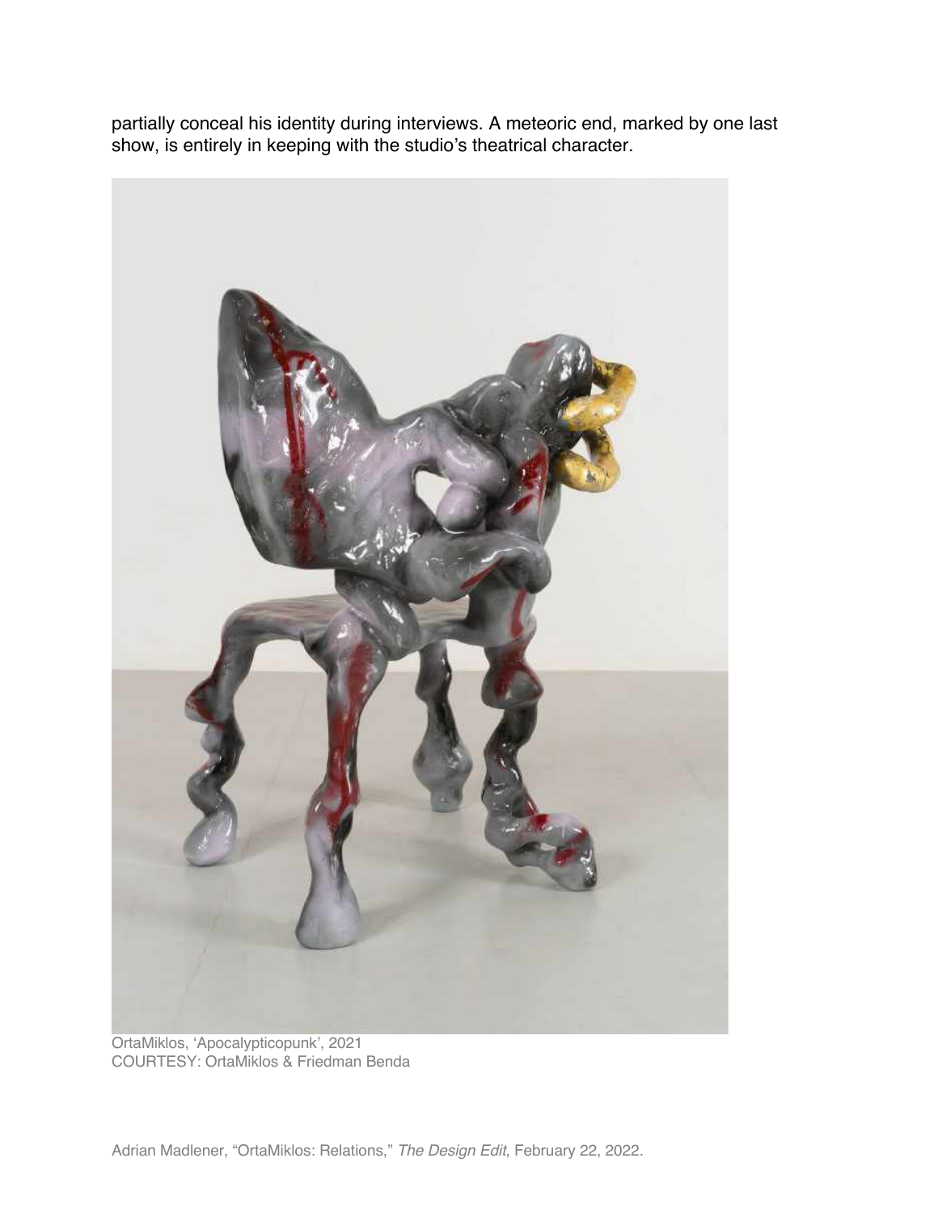partially conceal his identity during interviews. A meteoric end, marked by one last show, is entirely in keeping with the studio's theatrical character.

OrtaMiklos, 'Apocalypticopunk', 2021
COURTESY: OrtaMiklos & Friedman Benda

Adrian Madlener, "OrtaMiklos: Relations," *The Design Edit*, February 22, 2022.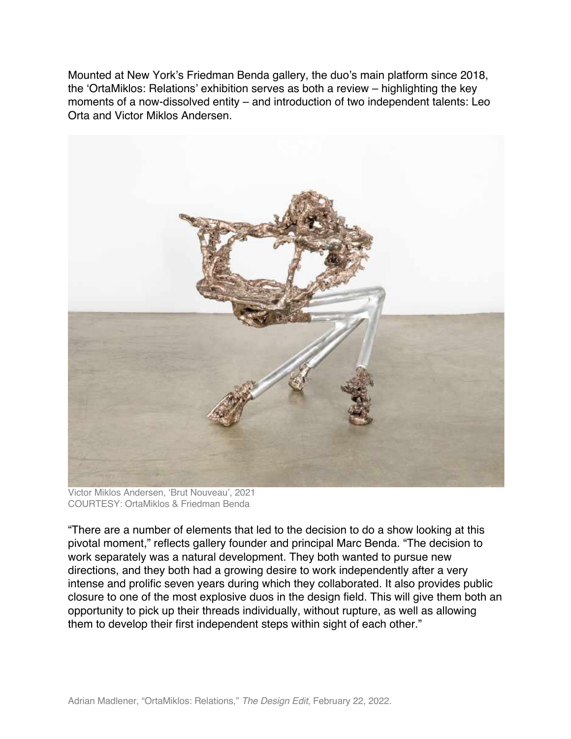Mounted at New York's Friedman Benda gallery, the duo's main platform since 2018, the 'OrtaMiklos: Relations' exhibition serves as both a review – highlighting the key moments of a now-dissolved entity – and introduction of two independent talents: Leo Orta and Victor Miklos Andersen.

Victor Miklos Andersen, 'Brut Nouveau', 2021
COURTESY: OrtaMiklos & Friedman Benda

"There are a number of elements that led to the decision to do a show looking at this pivotal moment," reflects gallery founder and principal Marc Benda. "The decision to work separately was a natural development. They both wanted to pursue new directions, and they both had a growing desire to work independently after a very intense and prolific seven years during which they collaborated. It also provides public closure to one of the most explosive duos in the design field. This will give them both an opportunity to pick up their threads individually, without rupture, as well as allowing them to develop their first independent steps within sight of each other."

Adrian Madlener, "OrtaMiklos: Relations," *The Design Edit*, February 22, 2022.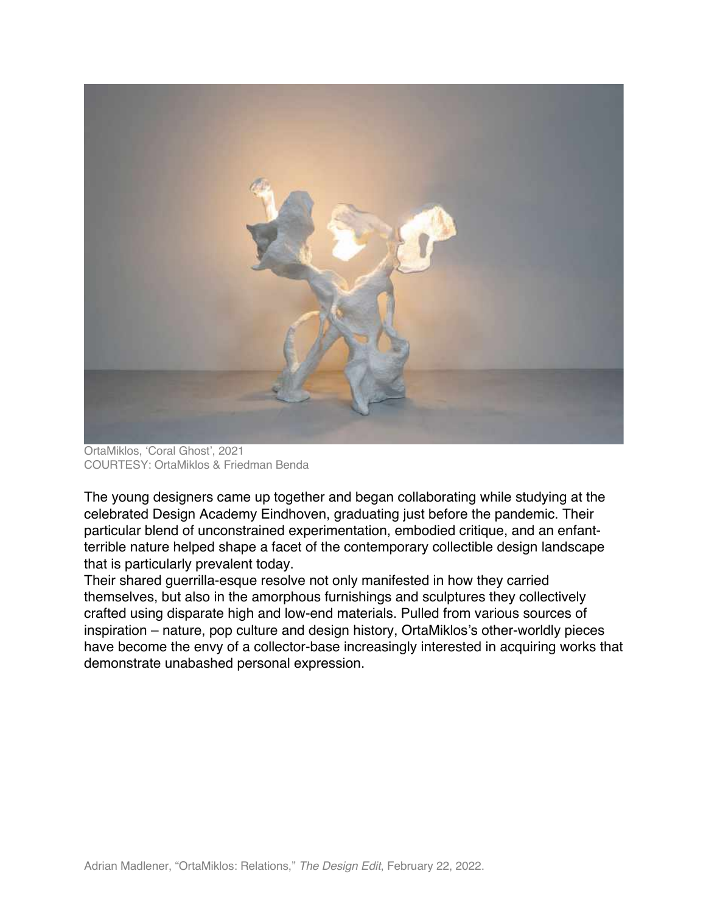OrtaMiklos, 'Coral Ghost', 2021
COURTESY: OrtaMiklos & Friedman Benda

The young designers came up together and began collaborating while studying at the celebrated Design Academy Eindhoven, graduating just before the pandemic. Their particular blend of unconstrained experimentation, embodied critique, and an enfant-terrible nature helped shape a facet of the contemporary collectible design landscape that is particularly prevalent today.

Their shared guerrilla-esque resolve not only manifested in how they carried themselves, but also in the amorphous furnishings and sculptures they collectively crafted using disparate high and low-end materials. Pulled from various sources of inspiration – nature, pop culture and design history, OrtaMiklos's other-worldly pieces have become the envy of a collector-base increasingly interested in acquiring works that demonstrate unabashed personal expression.

Adrian Madlener, "OrtaMiklos: Relations," *The Design Edit*, February 22, 2022.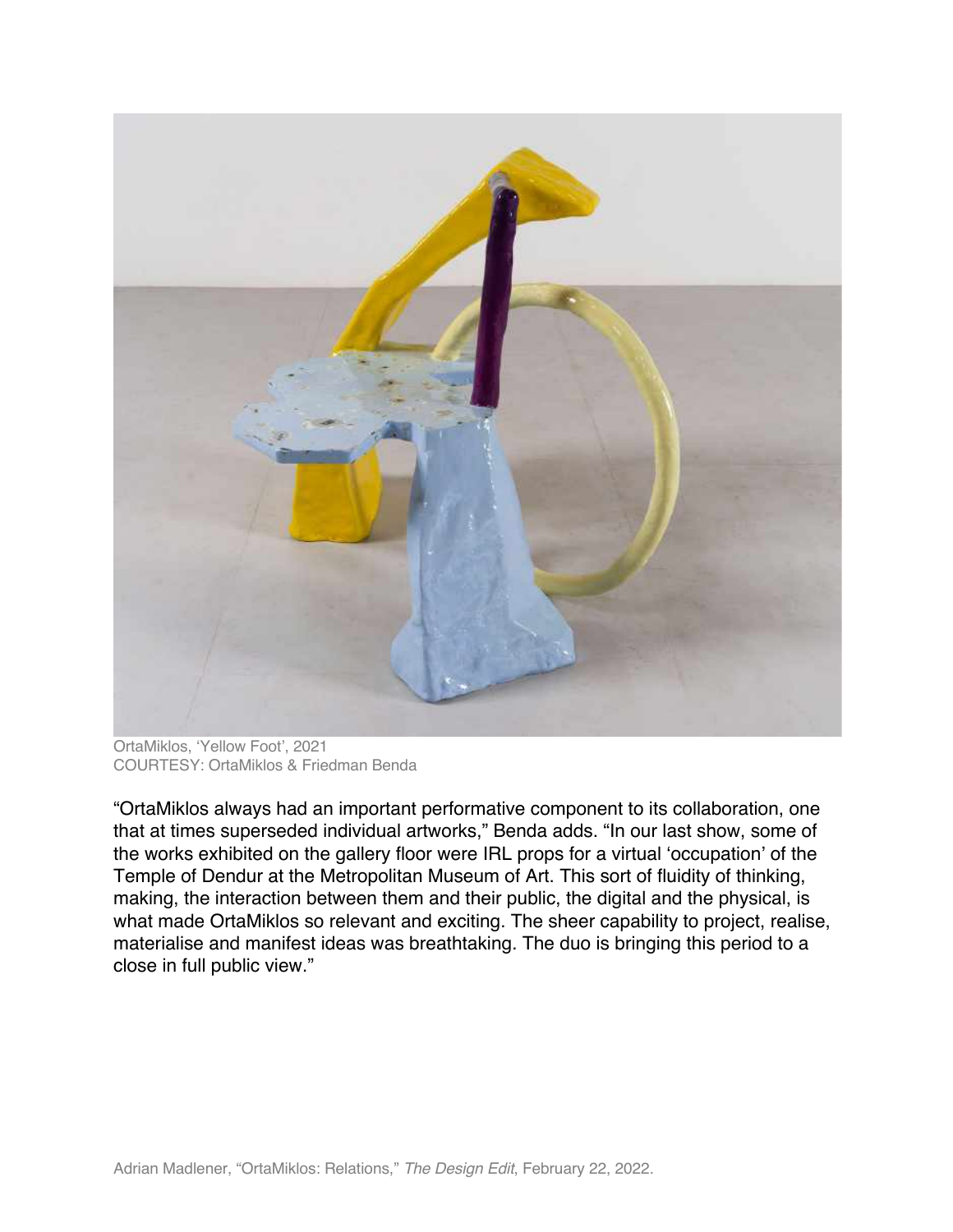OrtaMiklos, 'Yellow Foot', 2021
COURTESY: OrtaMiklos & Friedman Benda

"OrtaMiklos always had an important performative component to its collaboration, one that at times superseded individual artworks," Benda adds. "In our last show, some of the works exhibited on the gallery floor were IRL props for a virtual 'occupation' of the Temple of Dendur at the Metropolitan Museum of Art. This sort of fluidity of thinking, making, the interaction between them and their public, the digital and the physical, is what made OrtaMiklos so relevant and exciting. The sheer capability to project, realise, materialise and manifest ideas was breathtaking. The duo is bringing this period to a close in full public view."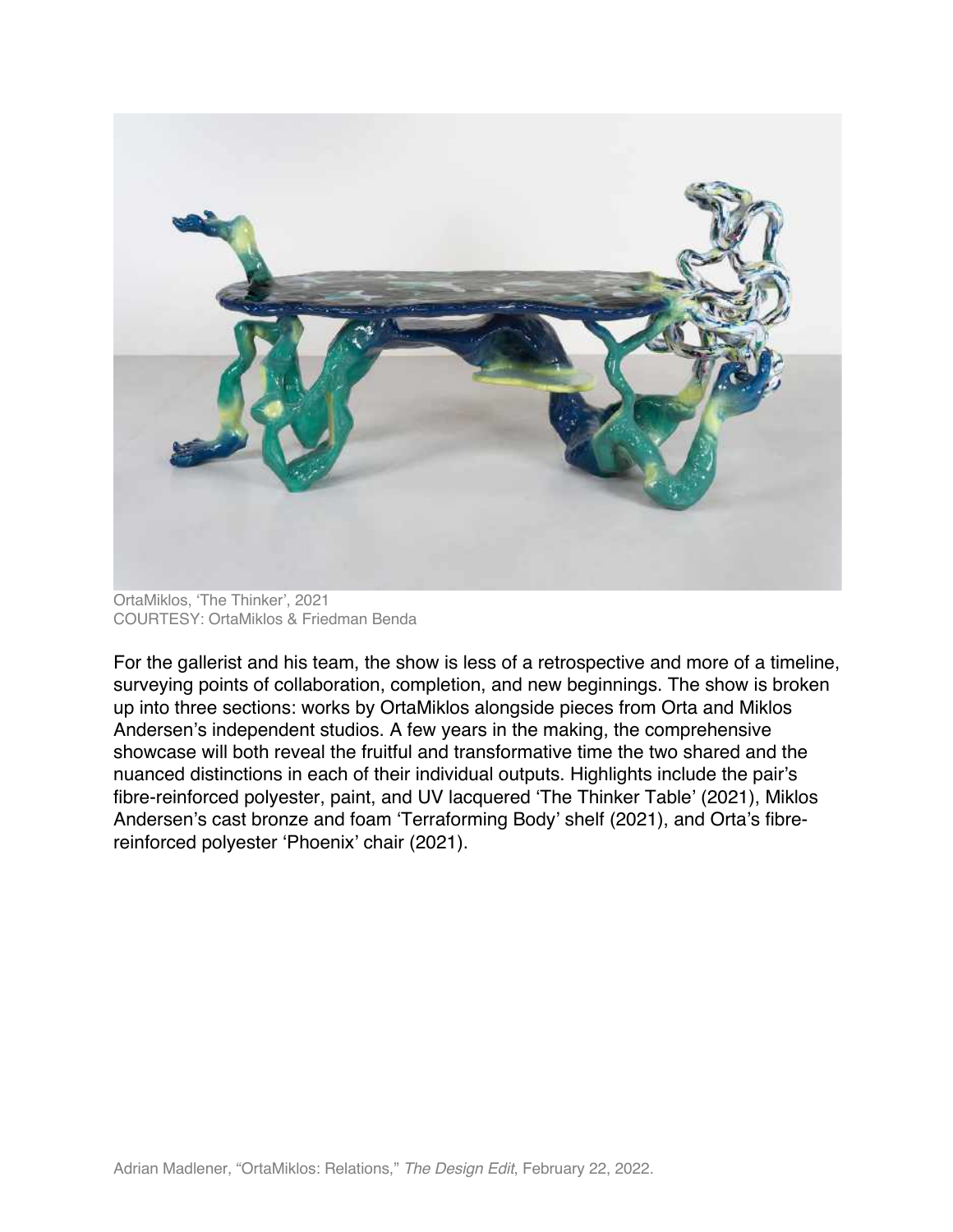OrtaMiklos, 'The Thinker', 2021
COURTESY: OrtaMiklos & Friedman Benda

For the gallerist and his team, the show is less of a retrospective and more of a timeline, surveying points of collaboration, completion, and new beginnings. The show is broken up into three sections: works by OrtaMiklos alongside pieces from Orta and Miklos Andersen's independent studios. A few years in the making, the comprehensive showcase will both reveal the fruitful and transformative time the two shared and the nuanced distinctions in each of their individual outputs. Highlights include the pair's fibre-reinforced polyester, paint, and UV lacquered 'The Thinker Table' (2021), Miklos Andersen's cast bronze and foam 'Terraforming Body' shelf (2021), and Orta's fibre-reinforced polyester 'Phoenix' chair (2021).

Adrian Madlener, "OrtaMiklos: Relations," *The Design Edit*, February 22, 2022.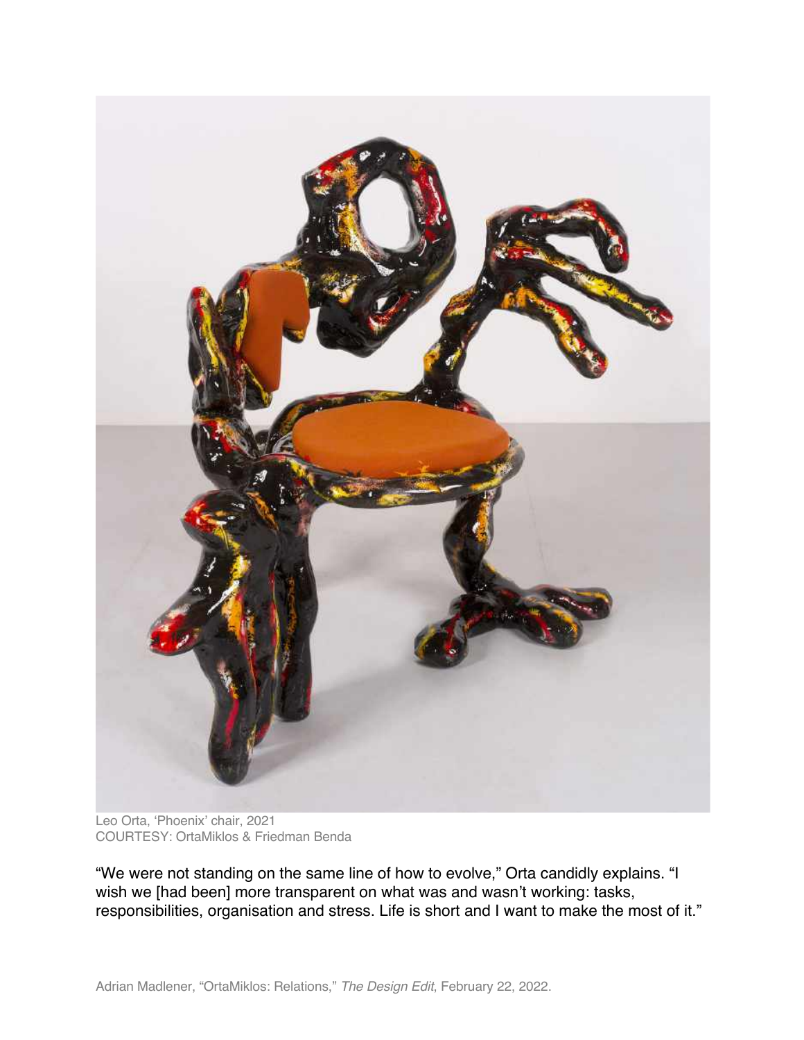Leo Orta, 'Phoenix' chair, 2021
COURTESY: OrtaMiklos & Friedman Benda

"We were not standing on the same line of how to evolve," Orta candidly explains. "I wish we [had been] more transparent on what was and wasn't working: tasks, responsibilities, organisation and stress. Life is short and I want to make the most of it."

Adrian Madlener, "OrtaMiklos: Relations," *The Design Edit*, February 22, 2022.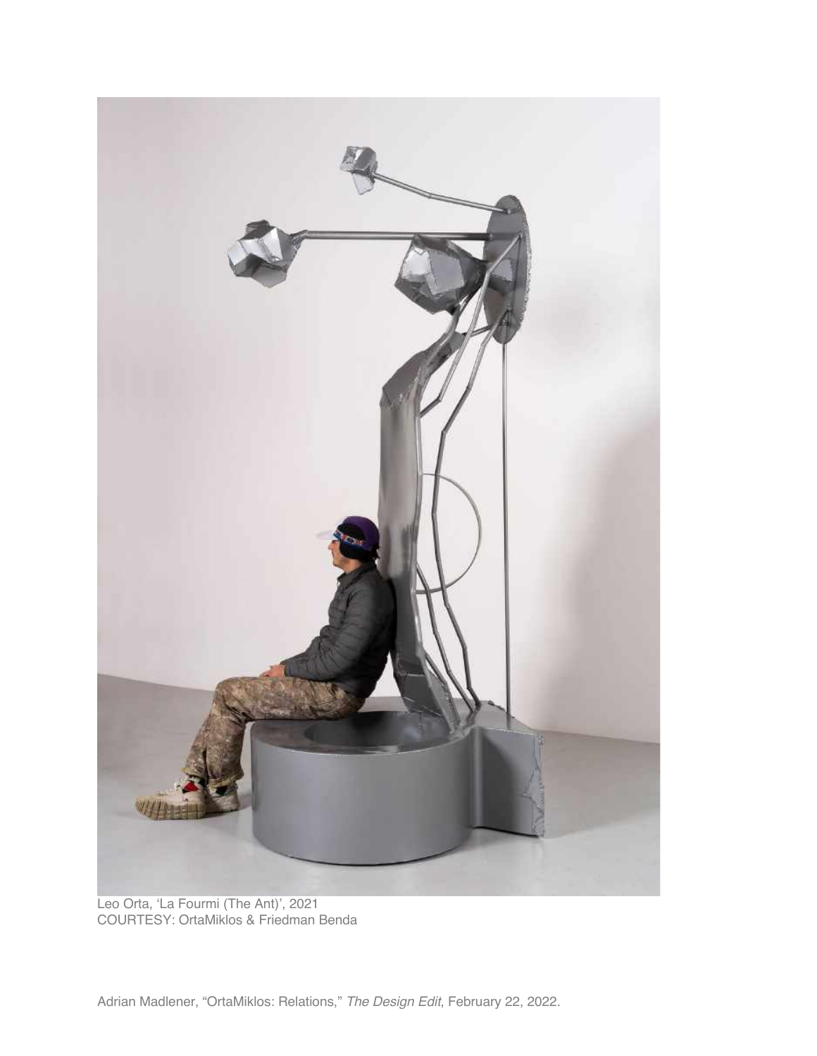Leo Orta, 'La Fourmi (The Ant)', 2021
COURTESY: OrtaMiklos & Friedman Benda

Adrian Madlener, "OrtaMiklos: Relations," *The Design Edit*, February 22, 2022.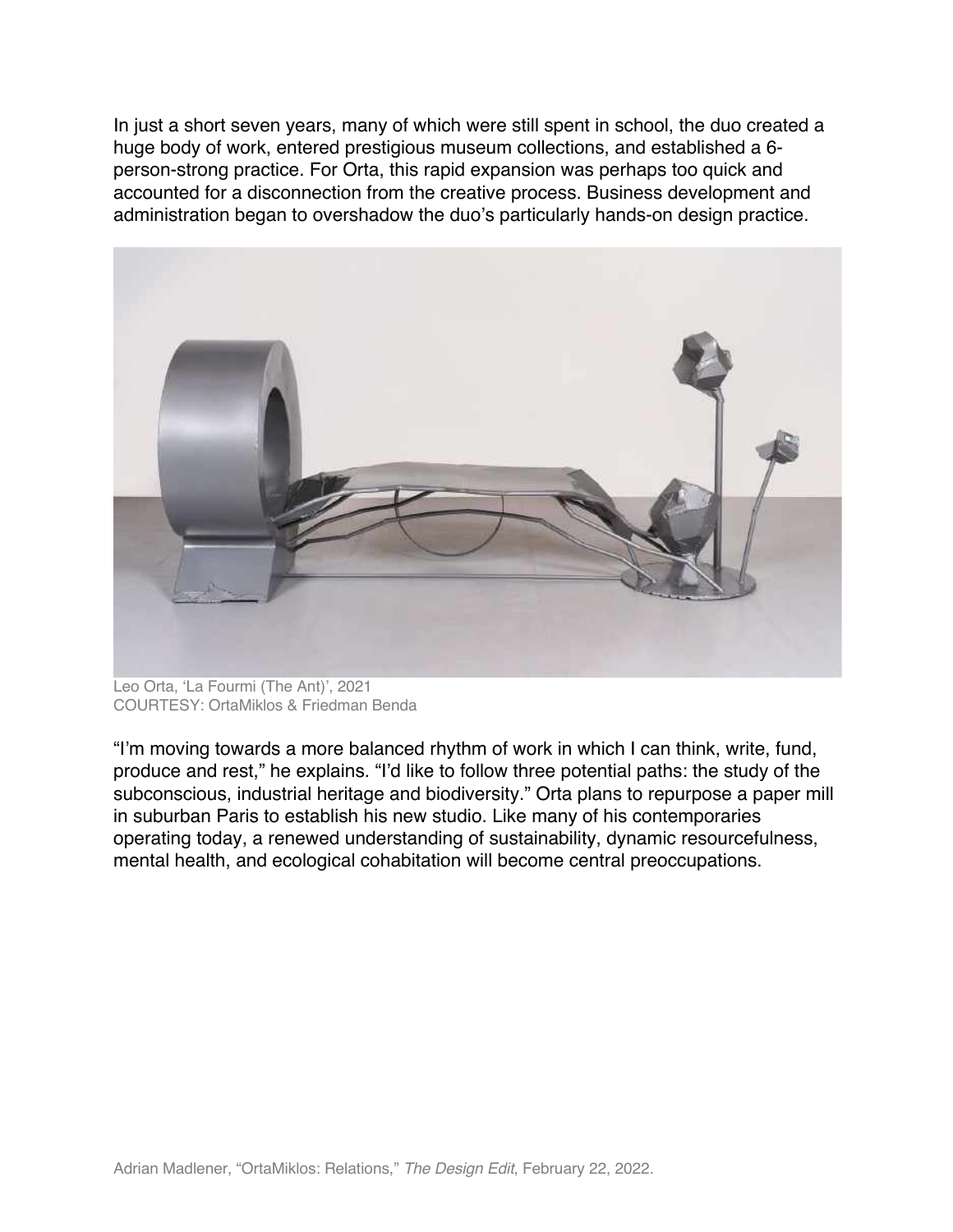In just a short seven years, many of which were still spent in school, the duo created a huge body of work, entered prestigious museum collections, and established a 6-person-strong practice. For Orta, this rapid expansion was perhaps too quick and accounted for a disconnection from the creative process. Business development and administration began to overshadow the duo's particularly hands-on design practice.

Leo Orta, 'La Fourmi (The Ant)', 2021
COURTESY: OrtaMiklos & Friedman Benda

"I'm moving towards a more balanced rhythm of work in which I can think, write, fund, produce and rest," he explains. "I'd like to follow three potential paths: the study of the subconscious, industrial heritage and biodiversity." Orta plans to repurpose a paper mill in suburban Paris to establish his new studio. Like many of his contemporaries operating today, a renewed understanding of sustainability, dynamic resourcefulness, mental health, and ecological cohabitation will become central preoccupations.

Adrian Madlener, "OrtaMiklos: Relations," *The Design Edit*, February 22, 2022.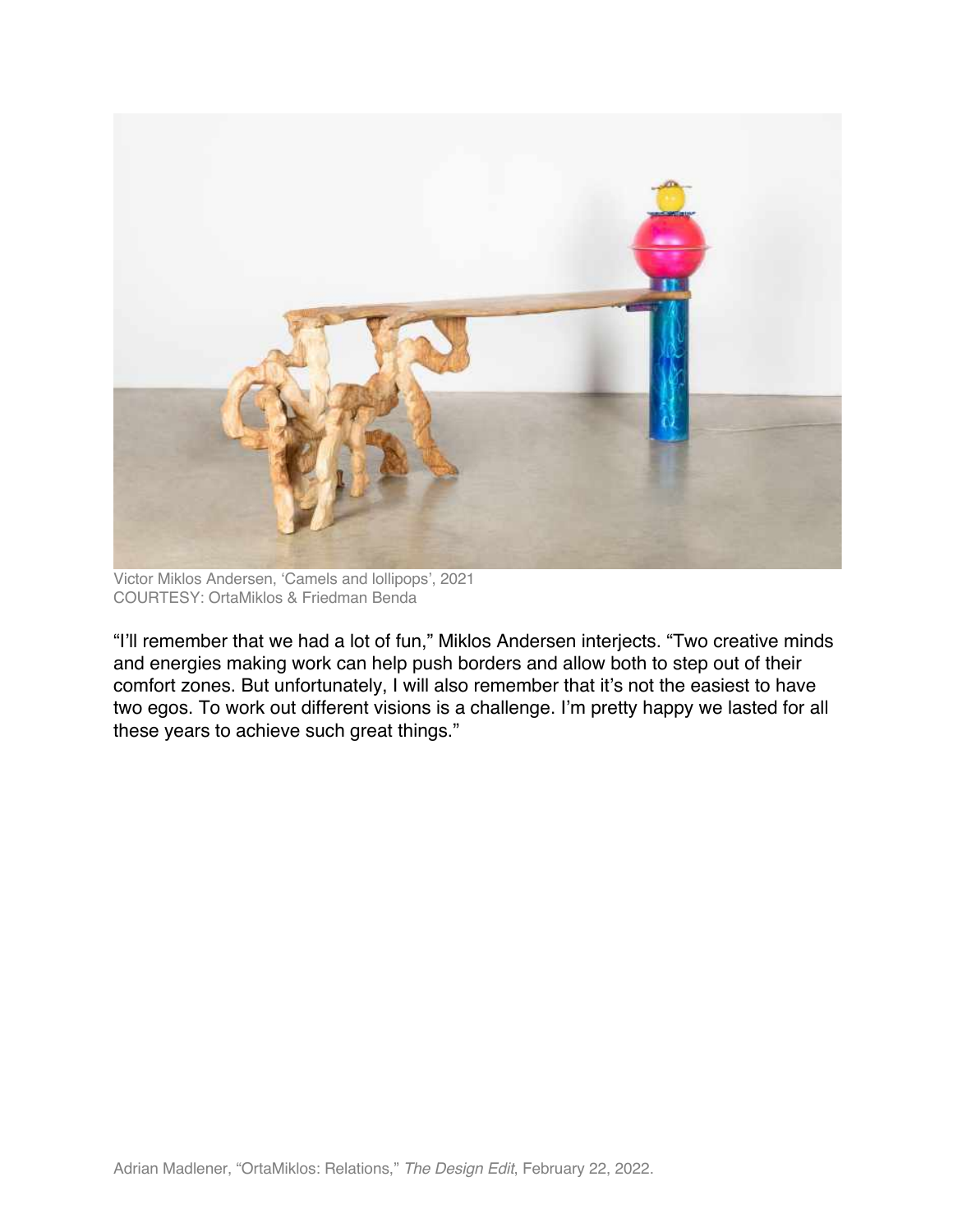Victor Miklos Andersen, 'Camels and lollipops', 2021
COURTESY: OrtaMiklos & Friedman Benda

"I'll remember that we had a lot of fun," Miklos Andersen interjects. "Two creative minds and energies making work can help push borders and allow both to step out of their comfort zones. But unfortunately, I will also remember that it's not the easiest to have two egos. To work out different visions is a challenge. I'm pretty happy we lasted for all these years to achieve such great things."

Adrian Madlener, "OrtaMiklos: Relations," *The Design Edit*, February 22, 2022.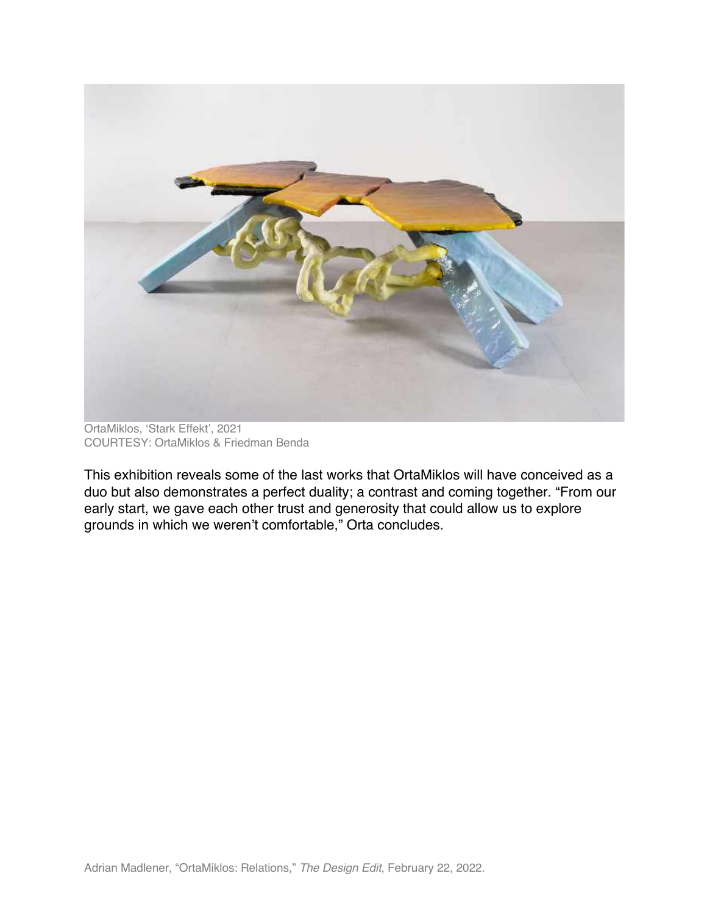OrtaMiklos, 'Stark Effekt', 2021
COURTESY: OrtaMiklos & Friedman Benda

This exhibition reveals some of the last works that OrtaMiklos will have conceived as a duo but also demonstrates a perfect duality; a contrast and coming together. "From our early start, we gave each other trust and generosity that could allow us to explore grounds in which we weren't comfortable," Orta concludes.

Adrian Madlener, "OrtaMiklos: Relations," *The Design Edit*, February 22, 2022.